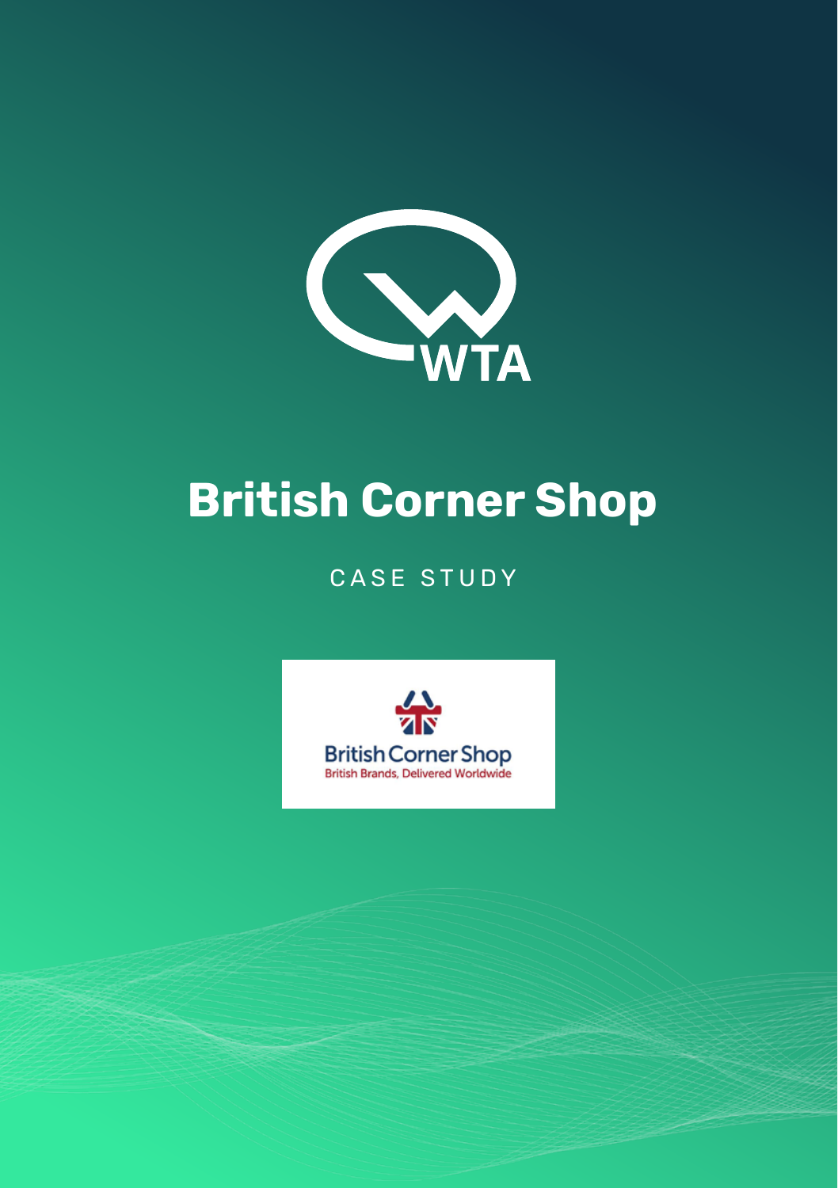WTA

# British Corner Shop

CASE STUDY

British Corner Shop
British Brands, Delivered Worldwide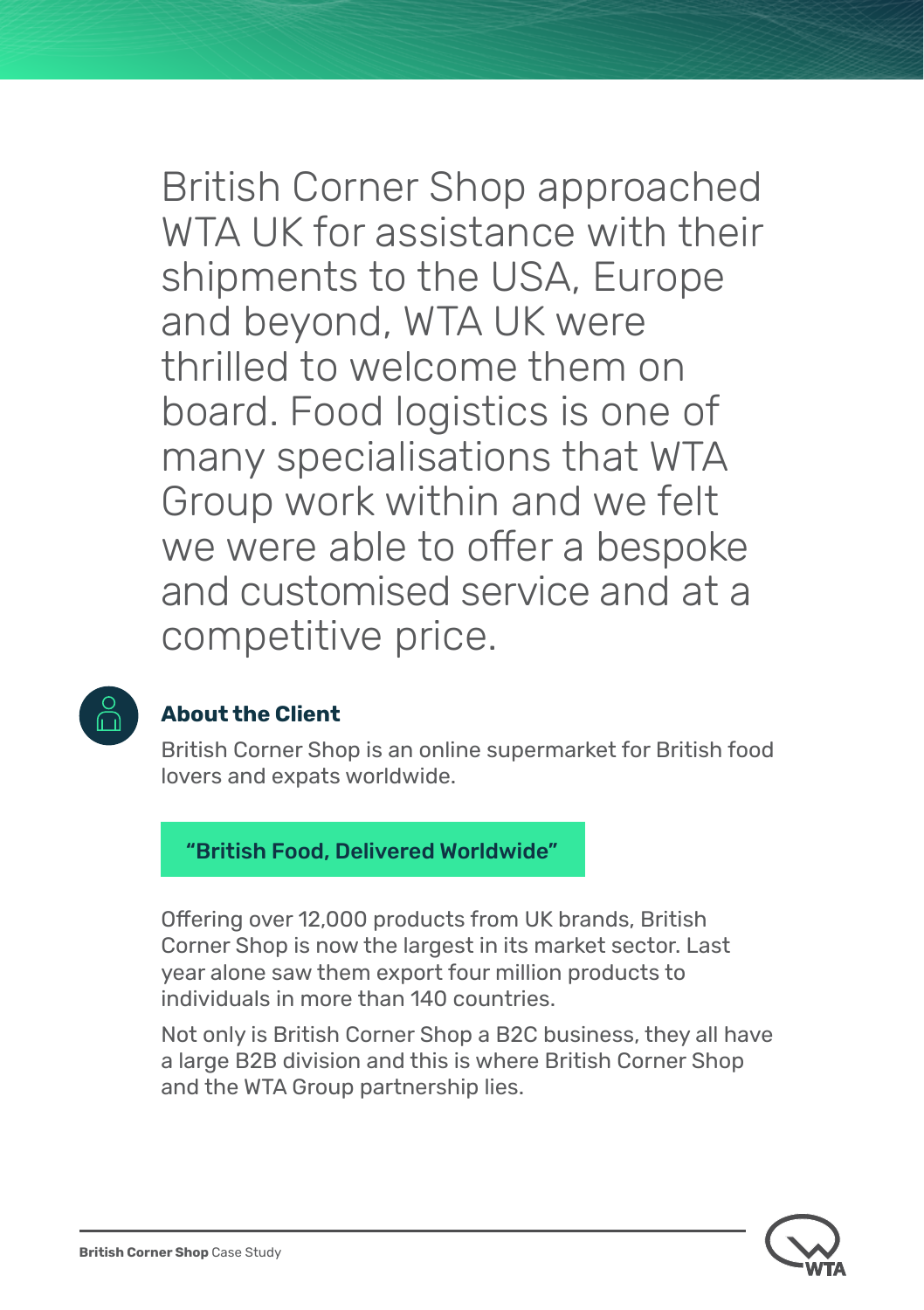British Corner Shop approached WTA UK for assistance with their shipments to the USA, Europe and beyond, WTA UK were thrilled to welcome them on board. Food logistics is one of many specialisations that WTA Group work within and we felt we were able to offer a bespoke and customised service and at a competitive price.

## About the Client

British Corner Shop is an online supermarket for British food lovers and expats worldwide.

**"British Food, Delivered Worldwide"**

Offering over 12,000 products from UK brands, British Corner Shop is now the largest in its market sector. Last year alone saw them export four million products to individuals in more than 140 countries.

Not only is British Corner Shop a B2C business, they all have a large B2B division and this is where British Corner Shop and the WTA Group partnership lies.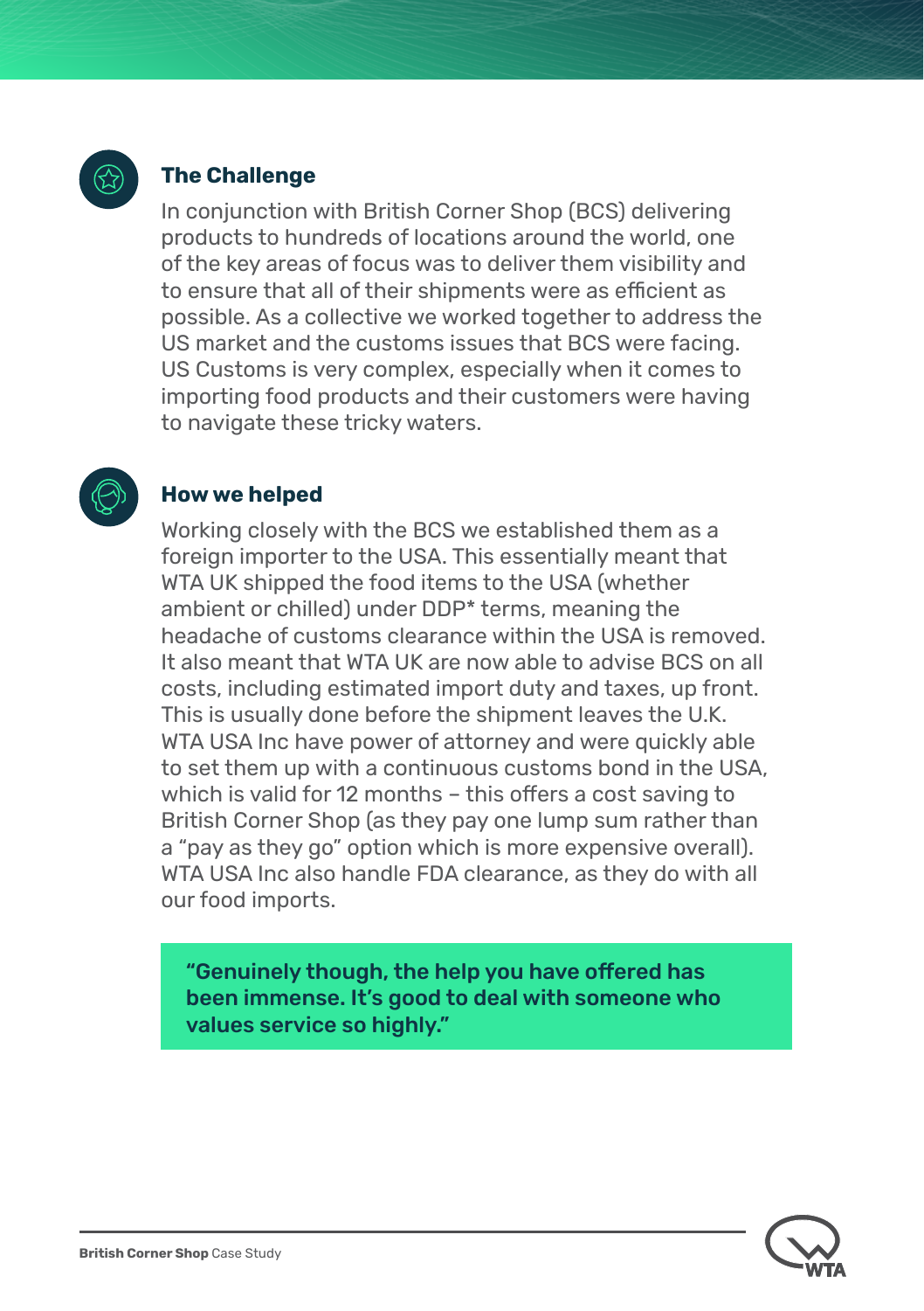## The Challenge

In conjunction with British Corner Shop (BCS) delivering products to hundreds of locations around the world, one of the key areas of focus was to deliver them visibility and to ensure that all of their shipments were as efficient as possible. As a collective we worked together to address the US market and the customs issues that BCS were facing. US Customs is very complex, especially when it comes to importing food products and their customers were having to navigate these tricky waters.

## How we helped

Working closely with the BCS we established them as a foreign importer to the USA. This essentially meant that WTA UK shipped the food items to the USA (whether ambient or chilled) under DDP* terms, meaning the headache of customs clearance within the USA is removed. It also meant that WTA UK are now able to advise BCS on all costs, including estimated import duty and taxes, up front. This is usually done before the shipment leaves the U.K. WTA USA Inc have power of attorney and were quickly able to set them up with a continuous customs bond in the USA, which is valid for 12 months – this offers a cost saving to British Corner Shop (as they pay one lump sum rather than a "pay as they go" option which is more expensive overall). WTA USA Inc also handle FDA clearance, as they do with all our food imports.

> **"Genuinely though, the help you have offered has been immense. It's good to deal with someone who values service so highly."**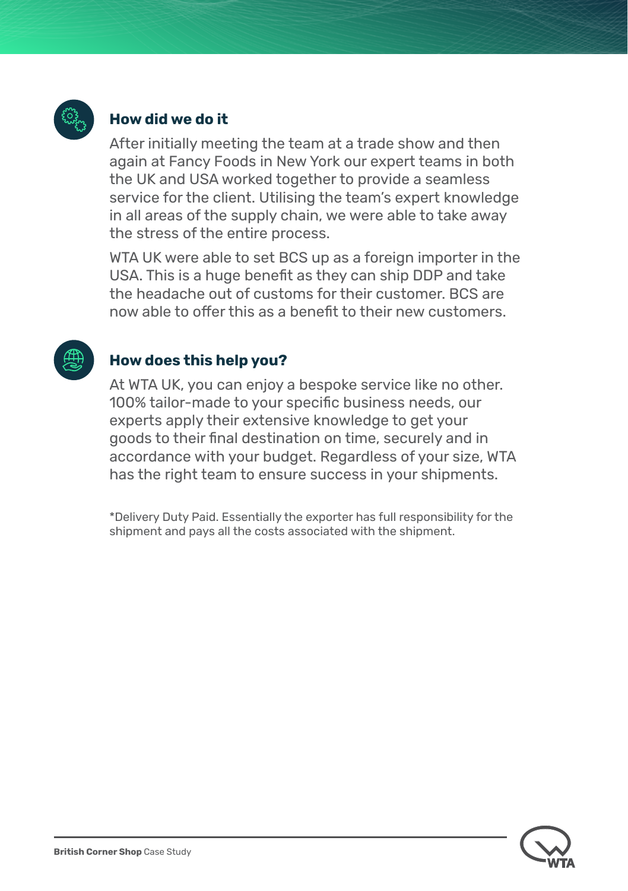## How did we do it

After initially meeting the team at a trade show and then again at Fancy Foods in New York our expert teams in both the UK and USA worked together to provide a seamless service for the client. Utilising the team's expert knowledge in all areas of the supply chain, we were able to take away the stress of the entire process.

WTA UK were able to set BCS up as a foreign importer in the USA. This is a huge benefit as they can ship DDP and take the headache out of customs for their customer. BCS are now able to offer this as a benefit to their new customers.

## How does this help you?

At WTA UK, you can enjoy a bespoke service like no other. 100% tailor-made to your specific business needs, our experts apply their extensive knowledge to get your goods to their final destination on time, securely and in accordance with your budget. Regardless of your size, WTA has the right team to ensure success in your shipments.

*Delivery Duty Paid. Essentially the exporter has full responsibility for the shipment and pays all the costs associated with the shipment.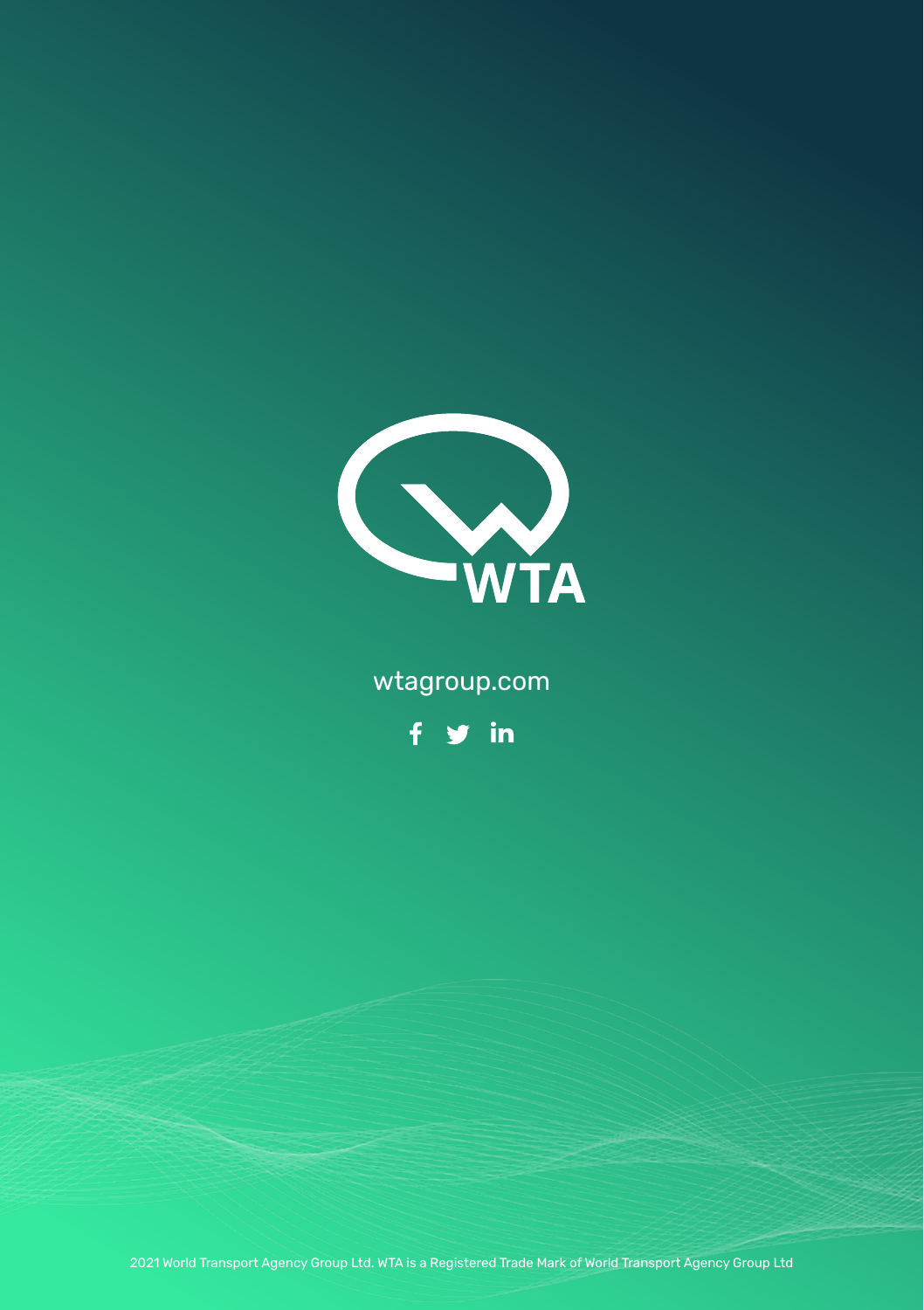WTA

wtagroup.com

2021 World Transport Agency Group Ltd. WTA is a Registered Trade Mark of World Transport Agency Group Ltd